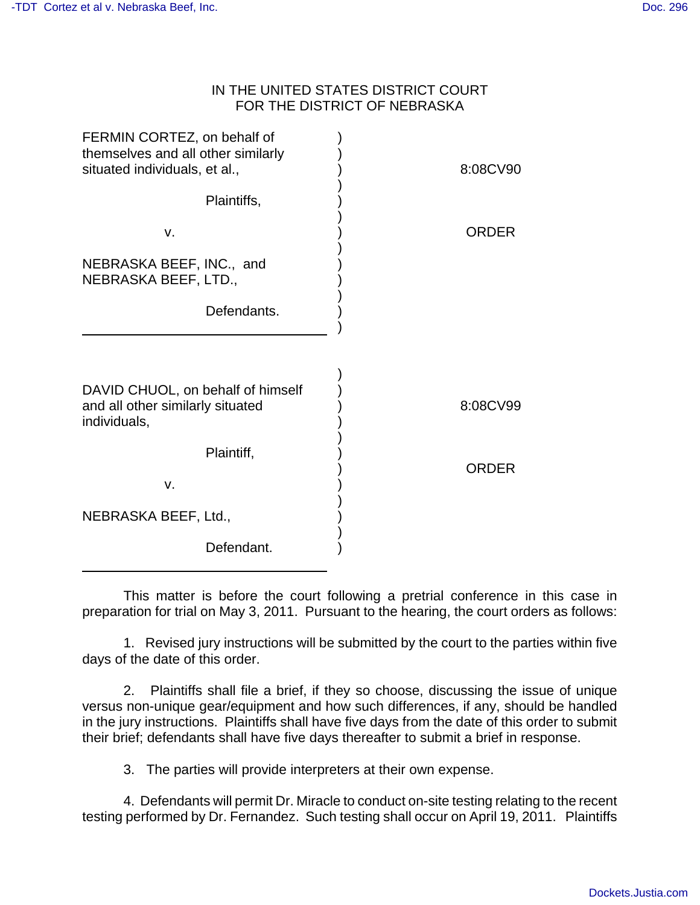IN THE UNITED STATES DISTRICT COURT
FOR THE DISTRICT OF NEBRASKA

| | | |
|---|---|---|
| FERMIN CORTEZ, on behalf of themselves and all other similarly situated individuals, et al., | ) | 8:08CV90 |
| Plaintiffs, | ) | |
| v. | ) | ORDER |
| NEBRASKA BEEF, INC., and NEBRASKA BEEF, LTD., | ) | |
| Defendants. | ) | |

| | | |
|---|---|---|
| DAVID CHUOL, on behalf of himself and all other similarly situated individuals, | ) | 8:08CV99 |
| Plaintiff, | ) | |
| v. | ) | ORDER |
| NEBRASKA BEEF, Ltd., | ) | |
| Defendant. | ) | |

This matter is before the court following a pretrial conference in this case in preparation for trial on May 3, 2011. Pursuant to the hearing, the court orders as follows:

1. Revised jury instructions will be submitted by the court to the parties within five days of the date of this order.

2. Plaintiffs shall file a brief, if they so choose, discussing the issue of unique versus non-unique gear/equipment and how such differences, if any, should be handled in the jury instructions. Plaintiffs shall have five days from the date of this order to submit their brief; defendants shall have five days thereafter to submit a brief in response.

3. The parties will provide interpreters at their own expense.

4. Defendants will permit Dr. Miracle to conduct on-site testing relating to the recent testing performed by Dr. Fernandez. Such testing shall occur on April 19, 2011. Plaintiffs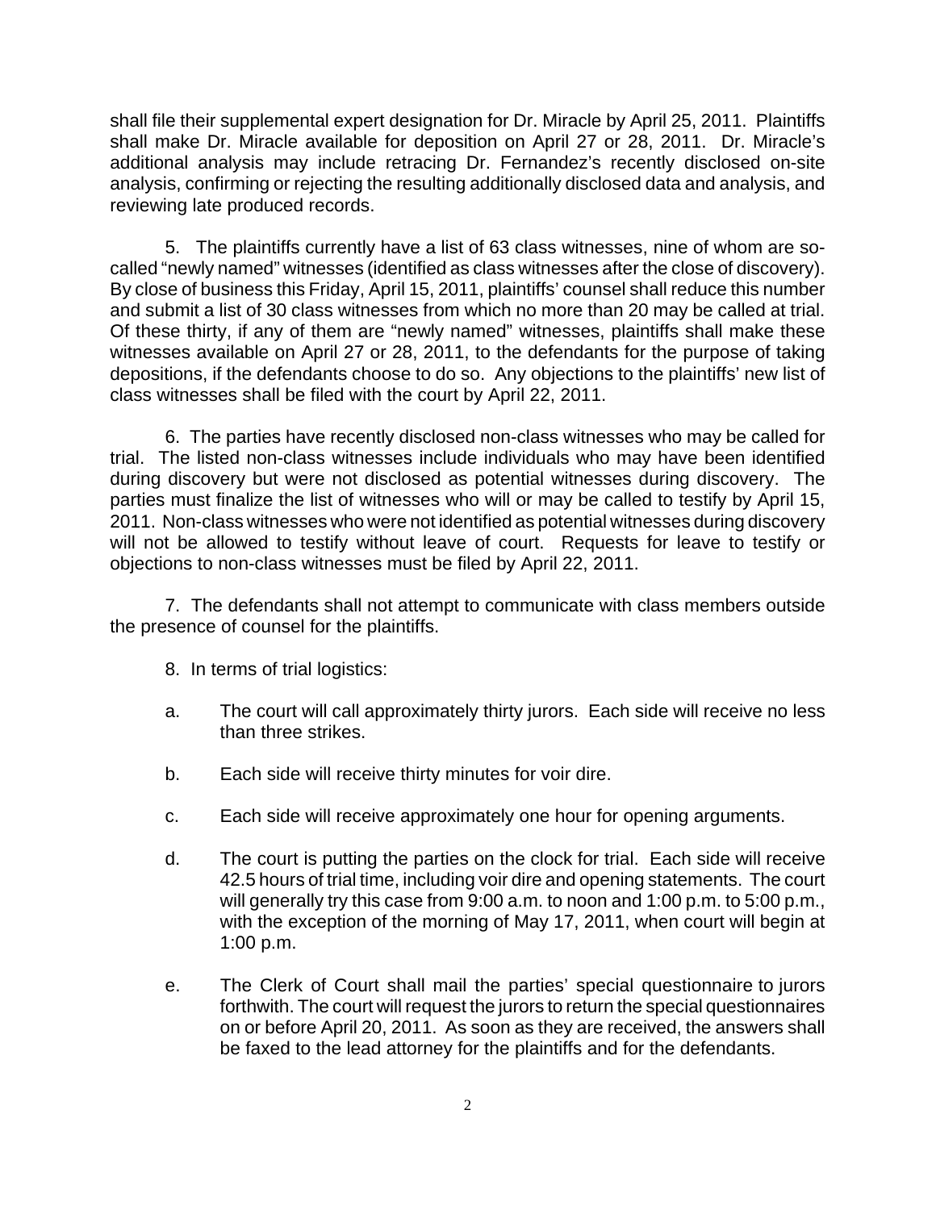shall file their supplemental expert designation for Dr. Miracle by April 25, 2011. Plaintiffs shall make Dr. Miracle available for deposition on April 27 or 28, 2011. Dr. Miracle's additional analysis may include retracing Dr. Fernandez's recently disclosed on-site analysis, confirming or rejecting the resulting additionally disclosed data and analysis, and reviewing late produced records.

5. The plaintiffs currently have a list of 63 class witnesses, nine of whom are so-called "newly named" witnesses (identified as class witnesses after the close of discovery). By close of business this Friday, April 15, 2011, plaintiffs' counsel shall reduce this number and submit a list of 30 class witnesses from which no more than 20 may be called at trial. Of these thirty, if any of them are "newly named" witnesses, plaintiffs shall make these witnesses available on April 27 or 28, 2011, to the defendants for the purpose of taking depositions, if the defendants choose to do so. Any objections to the plaintiffs' new list of class witnesses shall be filed with the court by April 22, 2011.

6. The parties have recently disclosed non-class witnesses who may be called for trial. The listed non-class witnesses include individuals who may have been identified during discovery but were not disclosed as potential witnesses during discovery. The parties must finalize the list of witnesses who will or may be called to testify by April 15, 2011. Non-class witnesses who were not identified as potential witnesses during discovery will not be allowed to testify without leave of court. Requests for leave to testify or objections to non-class witnesses must be filed by April 22, 2011.

7. The defendants shall not attempt to communicate with class members outside the presence of counsel for the plaintiffs.

8. In terms of trial logistics:

a. The court will call approximately thirty jurors. Each side will receive no less than three strikes.

b. Each side will receive thirty minutes for voir dire.

c. Each side will receive approximately one hour for opening arguments.

d. The court is putting the parties on the clock for trial. Each side will receive 42.5 hours of trial time, including voir dire and opening statements. The court will generally try this case from 9:00 a.m. to noon and 1:00 p.m. to 5:00 p.m., with the exception of the morning of May 17, 2011, when court will begin at 1:00 p.m.

e. The Clerk of Court shall mail the parties' special questionnaire to jurors forthwith. The court will request the jurors to return the special questionnaires on or before April 20, 2011. As soon as they are received, the answers shall be faxed to the lead attorney for the plaintiffs and for the defendants.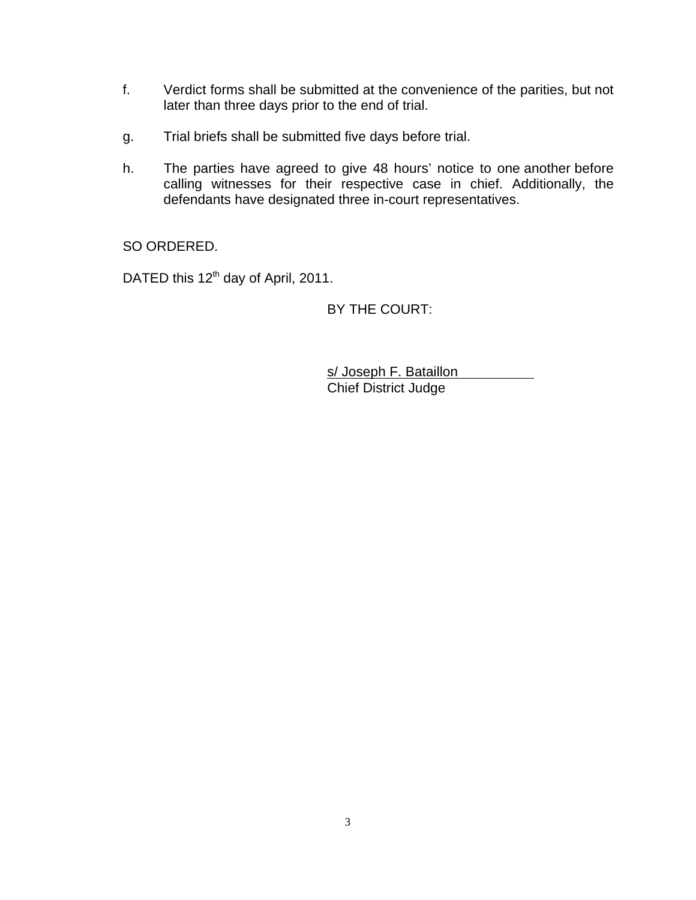f. Verdict forms shall be submitted at the convenience of the parities, but not later than three days prior to the end of trial.

g. Trial briefs shall be submitted five days before trial.

h. The parties have agreed to give 48 hours' notice to one another before calling witnesses for their respective case in chief. Additionally, the defendants have designated three in-court representatives.

SO ORDERED.

DATED this 12th day of April, 2011.

BY THE COURT:

s/ Joseph F. Bataillon
Chief District Judge